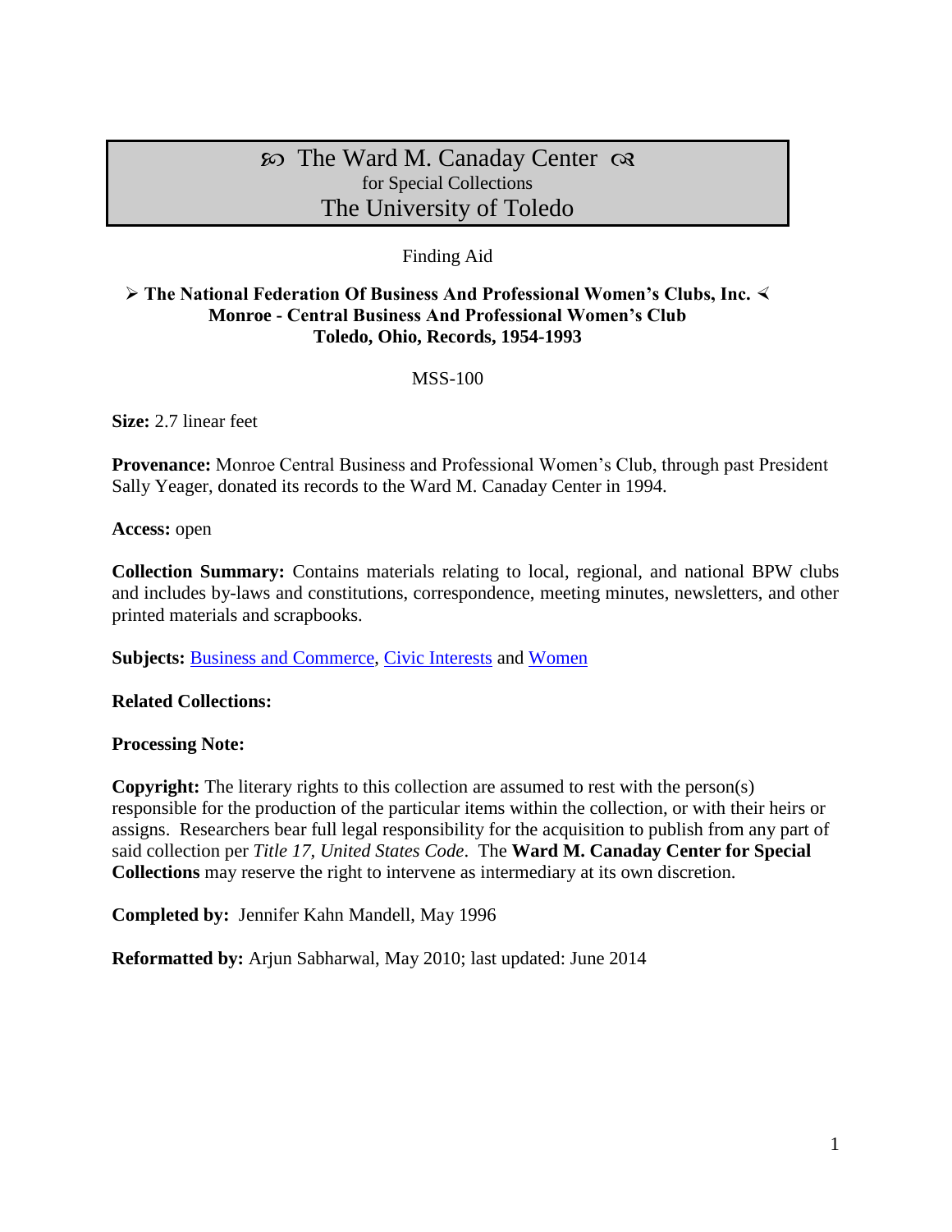# ☙ The Ward M. Canaday Center ❧
for Special Collections
The University of Toledo

Finding Aid

## ➢ The National Federation Of Business And Professional Women's Clubs, Inc. ➣ Monroe - Central Business And Professional Women's Club Toledo, Ohio, Records, 1954-1993

MSS-100

**Size:** 2.7 linear feet

**Provenance:** Monroe Central Business and Professional Women's Club, through past President Sally Yeager, donated its records to the Ward M. Canaday Center in 1994.

**Access:** open

**Collection Summary:** Contains materials relating to local, regional, and national BPW clubs and includes by-laws and constitutions, correspondence, meeting minutes, newsletters, and other printed materials and scrapbooks.

**Subjects:** Business and Commerce, Civic Interests and Women

**Related Collections:**

**Processing Note:**

**Copyright:** The literary rights to this collection are assumed to rest with the person(s) responsible for the production of the particular items within the collection, or with their heirs or assigns. Researchers bear full legal responsibility for the acquisition to publish from any part of said collection per *Title 17, United States Code*. The **Ward M. Canaday Center for Special Collections** may reserve the right to intervene as intermediary at its own discretion.

**Completed by:** Jennifer Kahn Mandell, May 1996

**Reformatted by:** Arjun Sabharwal, May 2010; last updated: June 2014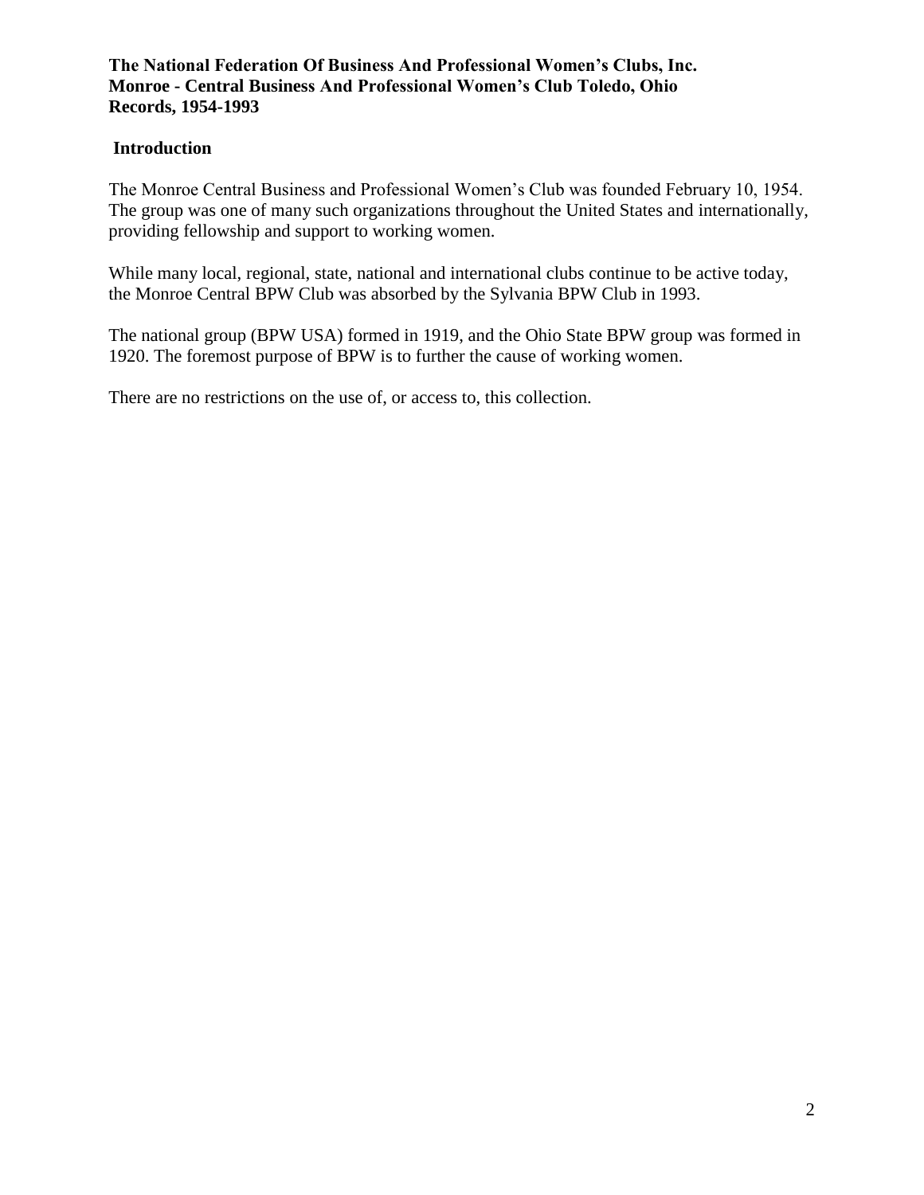**The National Federation Of Business And Professional Women's Clubs, Inc.**
**Monroe - Central Business And Professional Women's Club Toledo, Ohio**
**Records, 1954-1993**

## Introduction

The Monroe Central Business and Professional Women's Club was founded February 10, 1954. The group was one of many such organizations throughout the United States and internationally, providing fellowship and support to working women.

While many local, regional, state, national and international clubs continue to be active today, the Monroe Central BPW Club was absorbed by the Sylvania BPW Club in 1993.

The national group (BPW USA) formed in 1919, and the Ohio State BPW group was formed in 1920. The foremost purpose of BPW is to further the cause of working women.

There are no restrictions on the use of, or access to, this collection.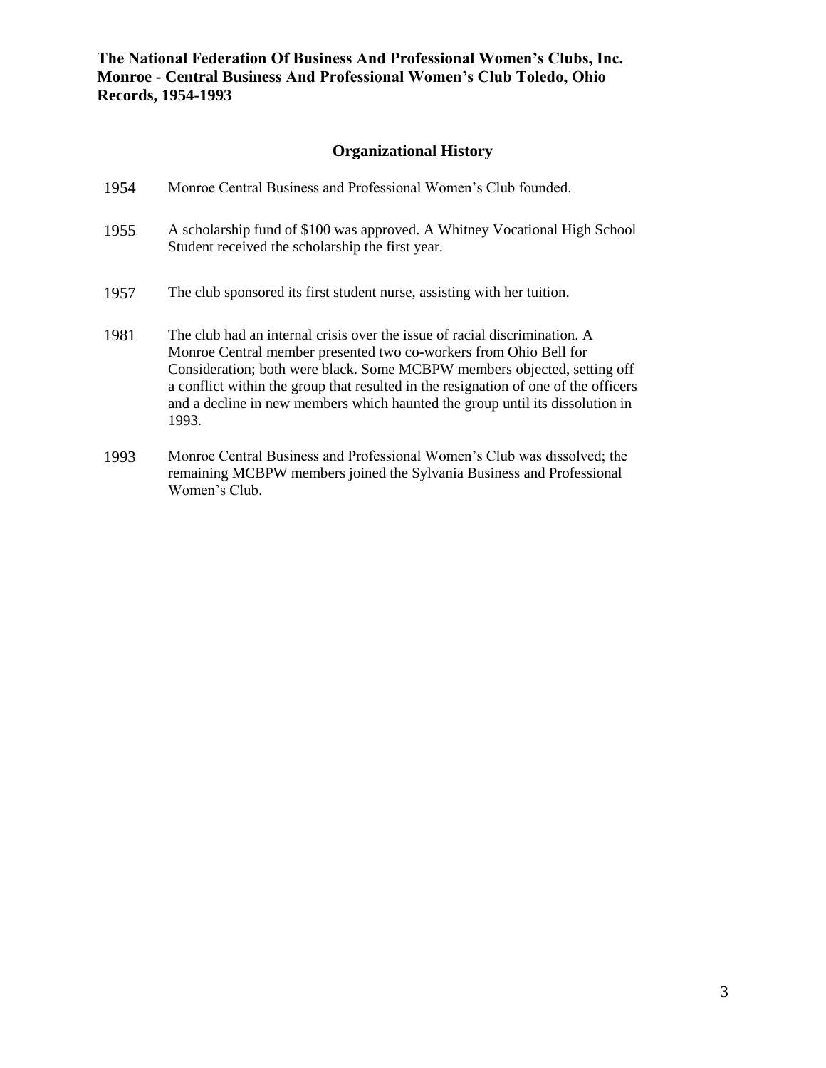**The National Federation Of Business And Professional Women's Clubs, Inc.**
**Monroe - Central Business And Professional Women's Club Toledo, Ohio**
**Records, 1954-1993**

## Organizational History

| | |
|---|---|
| 1954 | Monroe Central Business and Professional Women's Club founded. |
| 1955 | A scholarship fund of $100 was approved. A Whitney Vocational High School Student received the scholarship the first year. |
| 1957 | The club sponsored its first student nurse, assisting with her tuition. |
| 1981 | The club had an internal crisis over the issue of racial discrimination. A Monroe Central member presented two co-workers from Ohio Bell for Consideration; both were black. Some MCBPW members objected, setting off a conflict within the group that resulted in the resignation of one of the officers and a decline in new members which haunted the group until its dissolution in 1993. |
| 1993 | Monroe Central Business and Professional Women's Club was dissolved; the remaining MCBPW members joined the Sylvania Business and Professional Women's Club. |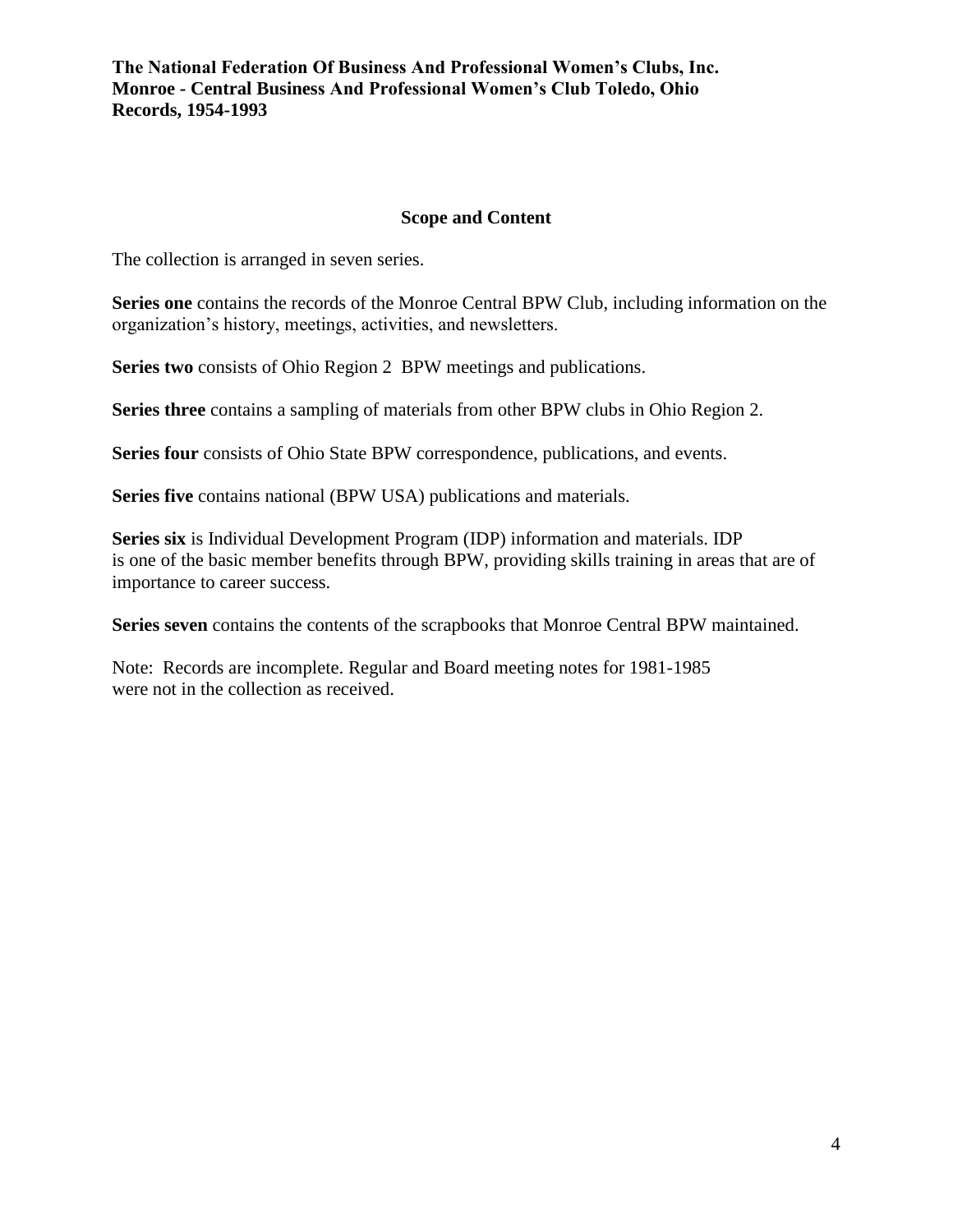**The National Federation Of Business And Professional Women's Clubs, Inc.**
**Monroe - Central Business And Professional Women's Club Toledo, Ohio**
**Records, 1954-1993**

## Scope and Content

The collection is arranged in seven series.

**Series one** contains the records of the Monroe Central BPW Club, including information on the organization's history, meetings, activities, and newsletters.

**Series two** consists of Ohio Region 2 BPW meetings and publications.

**Series three** contains a sampling of materials from other BPW clubs in Ohio Region 2.

**Series four** consists of Ohio State BPW correspondence, publications, and events.

**Series five** contains national (BPW USA) publications and materials.

**Series six** is Individual Development Program (IDP) information and materials. IDP is one of the basic member benefits through BPW, providing skills training in areas that are of importance to career success.

**Series seven** contains the contents of the scrapbooks that Monroe Central BPW maintained.

Note: Records are incomplete. Regular and Board meeting notes for 1981-1985 were not in the collection as received.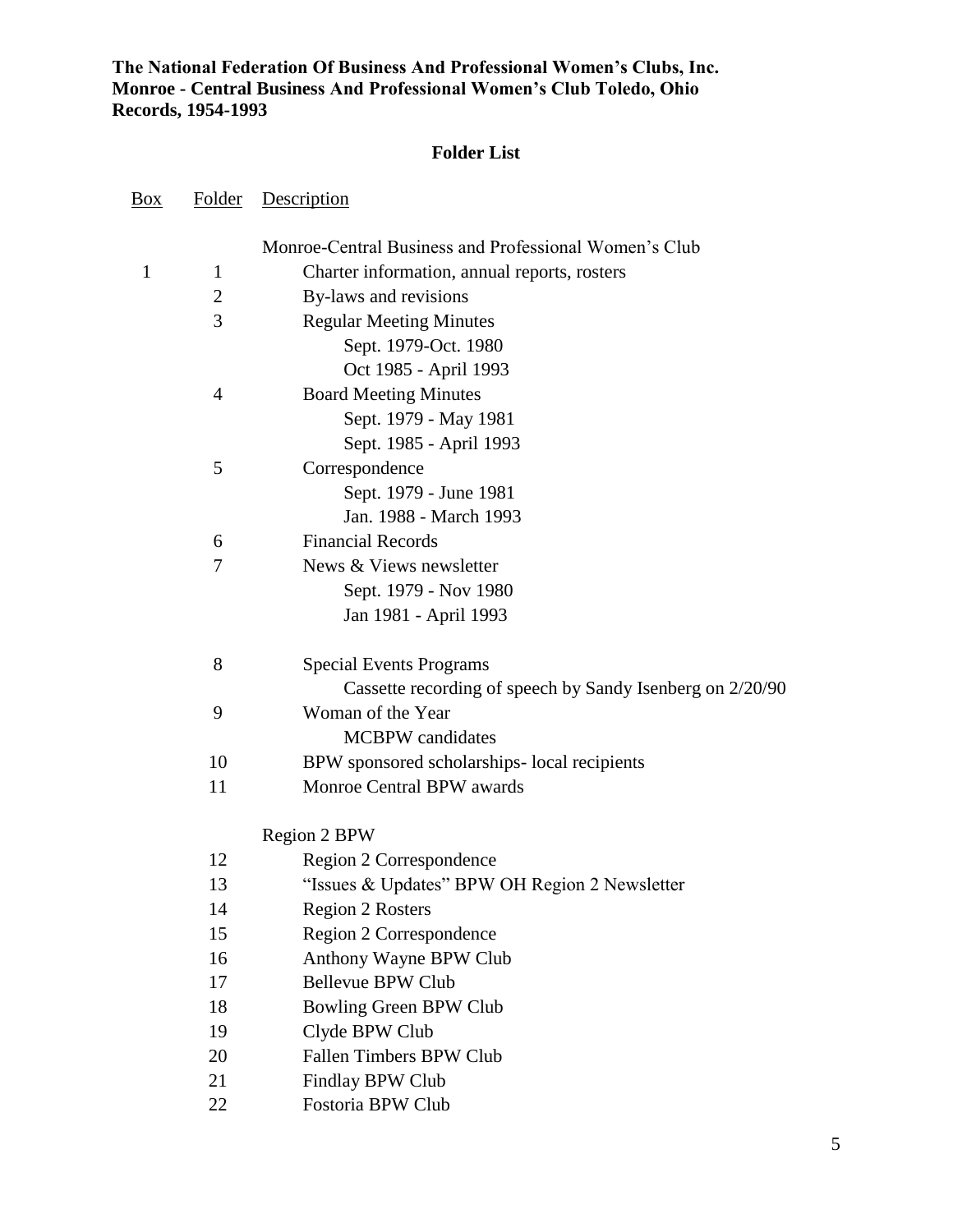**The National Federation Of Business And Professional Women's Clubs, Inc.**
**Monroe - Central Business And Professional Women's Club Toledo, Ohio**
**Records, 1954-1993**

## Folder List

| Box | Folder | Description |
|---|---|---|
| | | Monroe-Central Business and Professional Women's Club |
| 1 | 1 | Charter information, annual reports, rosters |
| | 2 | By-laws and revisions |
| | 3 | Regular Meeting Minutes<br>Sept. 1979-Oct. 1980<br>Oct 1985 - April 1993 |
| | 4 | Board Meeting Minutes<br>Sept. 1979 - May 1981<br>Sept. 1985 - April 1993 |
| | 5 | Correspondence<br>Sept. 1979 - June 1981<br>Jan. 1988 - March 1993 |
| | 6 | Financial Records |
| | 7 | News & Views newsletter<br>Sept. 1979 - Nov 1980<br>Jan 1981 - April 1993 |
| | 8 | Special Events Programs<br>Cassette recording of speech by Sandy Isenberg on 2/20/90 |
| | 9 | Woman of the Year<br>MCBPW candidates |
| | 10 | BPW sponsored scholarships- local recipients |
| | 11 | Monroe Central BPW awards |
| | | Region 2 BPW |
| | 12 | Region 2 Correspondence |
| | 13 | "Issues & Updates" BPW OH Region 2 Newsletter |
| | 14 | Region 2 Rosters |
| | 15 | Region 2 Correspondence |
| | 16 | Anthony Wayne BPW Club |
| | 17 | Bellevue BPW Club |
| | 18 | Bowling Green BPW Club |
| | 19 | Clyde BPW Club |
| | 20 | Fallen Timbers BPW Club |
| | 21 | Findlay BPW Club |
| | 22 | Fostoria BPW Club |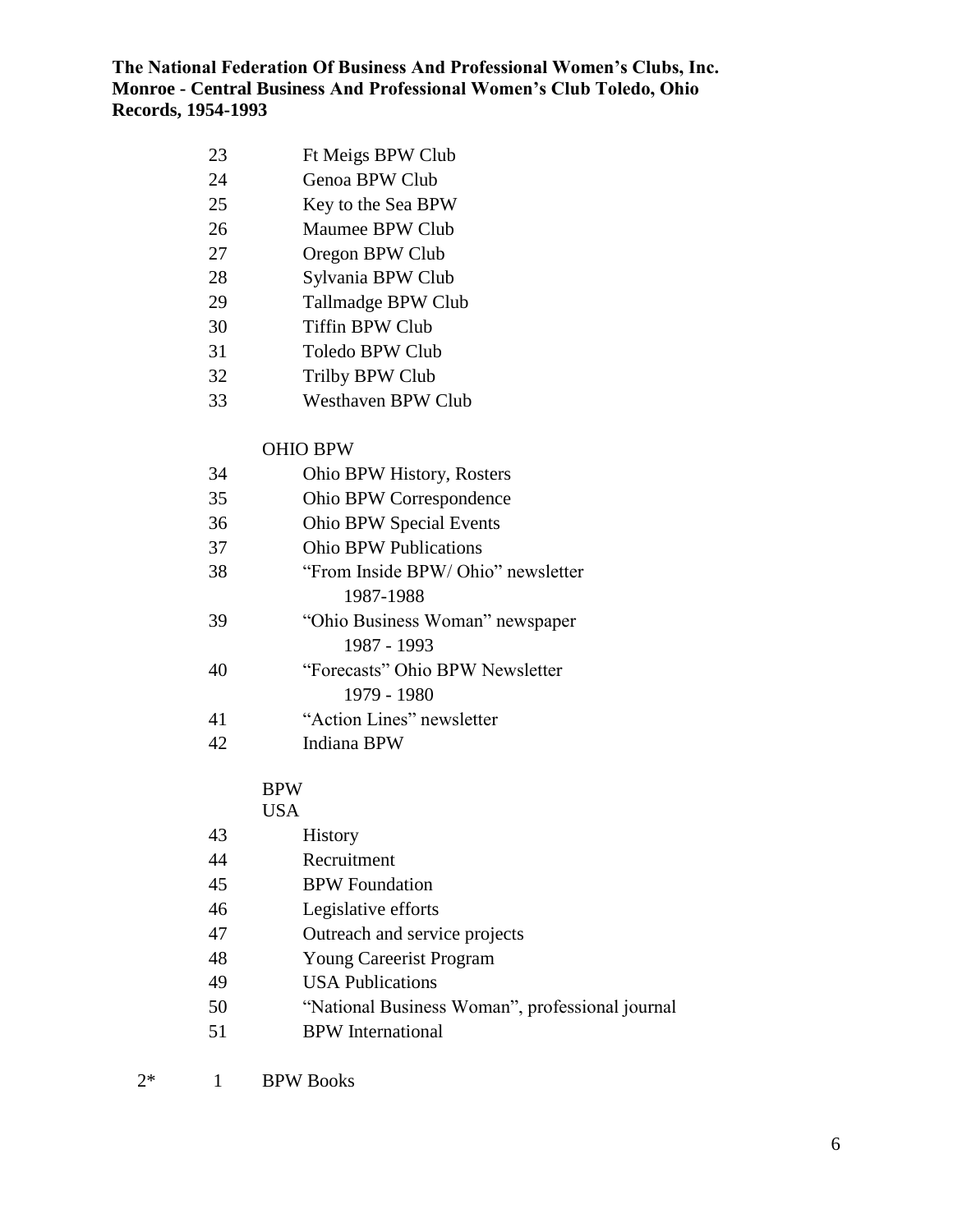**The National Federation Of Business And Professional Women's Clubs, Inc.**
**Monroe - Central Business And Professional Women's Club Toledo, Ohio**
**Records, 1954-1993**

| Box | Folder | Contents |
|---|---|---|
| | 23 | Ft Meigs BPW Club |
| | 24 | Genoa BPW Club |
| | 25 | Key to the Sea BPW |
| | 26 | Maumee BPW Club |
| | 27 | Oregon BPW Club |
| | 28 | Sylvania BPW Club |
| | 29 | Tallmadge BPW Club |
| | 30 | Tiffin BPW Club |
| | 31 | Toledo BPW Club |
| | 32 | Trilby BPW Club |
| | 33 | Westhaven BPW Club |
| | | OHIO BPW |
| | 34 | Ohio BPW History, Rosters |
| | 35 | Ohio BPW Correspondence |
| | 36 | Ohio BPW Special Events |
| | 37 | Ohio BPW Publications |
| | 38 | "From Inside BPW/ Ohio" newsletter 1987-1988 |
| | 39 | "Ohio Business Woman" newspaper 1987 - 1993 |
| | 40 | "Forecasts" Ohio BPW Newsletter 1979 - 1980 |
| | 41 | "Action Lines" newsletter |
| | 42 | Indiana BPW |
| | | BPW USA |
| | 43 | History |
| | 44 | Recruitment |
| | 45 | BPW Foundation |
| | 46 | Legislative efforts |
| | 47 | Outreach and service projects |
| | 48 | Young Careerist Program |
| | 49 | USA Publications |
| | 50 | "National Business Woman", professional journal |
| | 51 | BPW International |
| 2* | 1 | BPW Books |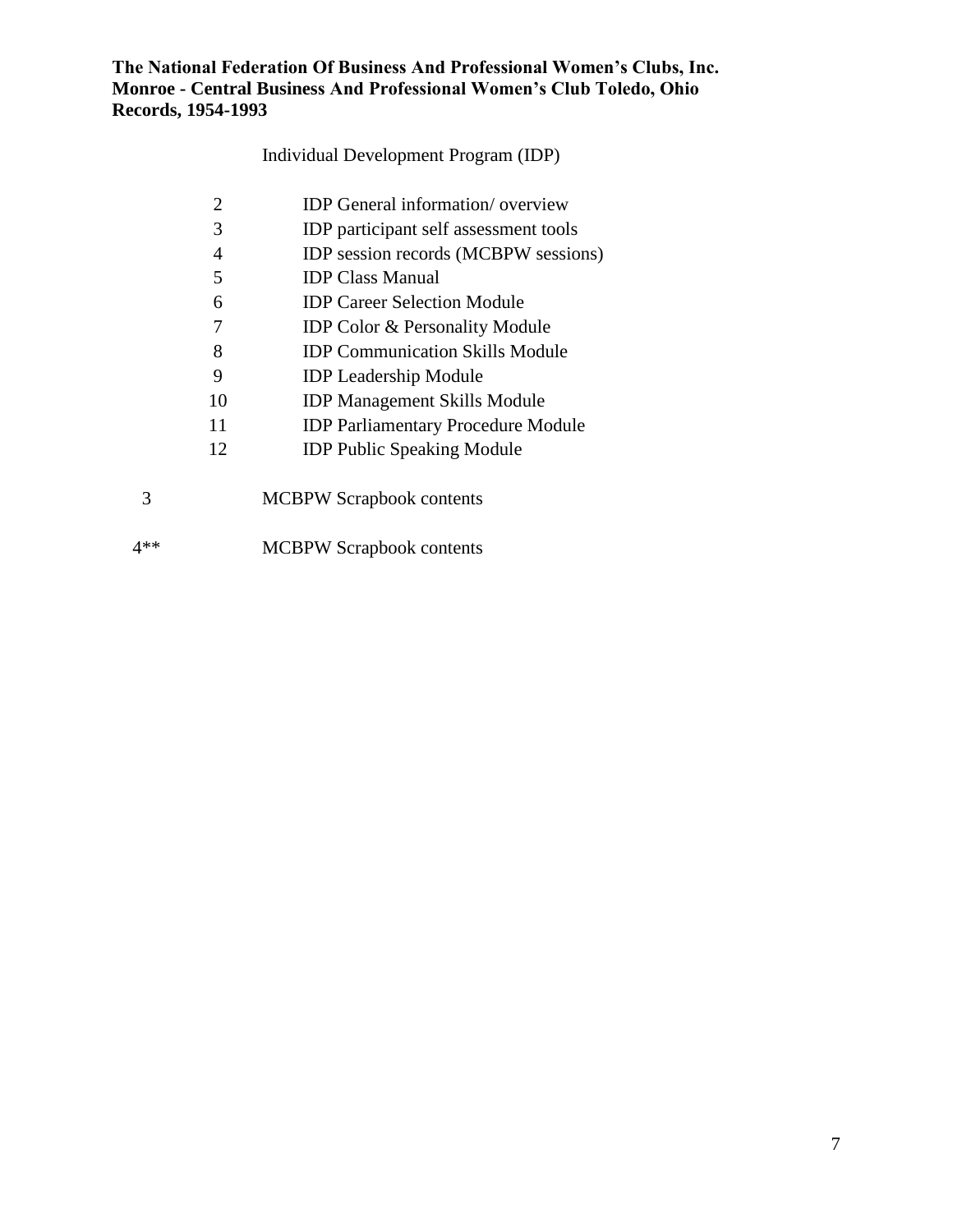**The National Federation Of Business And Professional Women's Clubs, Inc.**
**Monroe - Central Business And Professional Women's Club Toledo, Ohio**
**Records, 1954-1993**

Individual Development Program (IDP)

| | | |
|---|---|---|
| | 2 | IDP General information/ overview |
| | 3 | IDP participant self assessment tools |
| | 4 | IDP session records (MCBPW sessions) |
| | 5 | IDP Class Manual |
| | 6 | IDP Career Selection Module |
| | 7 | IDP Color & Personality Module |
| | 8 | IDP Communication Skills Module |
| | 9 | IDP Leadership Module |
| | 10 | IDP Management Skills Module |
| | 11 | IDP Parliamentary Procedure Module |
| | 12 | IDP Public Speaking Module |
| 3 | | MCBPW Scrapbook contents |
| 4** | | MCBPW Scrapbook contents |